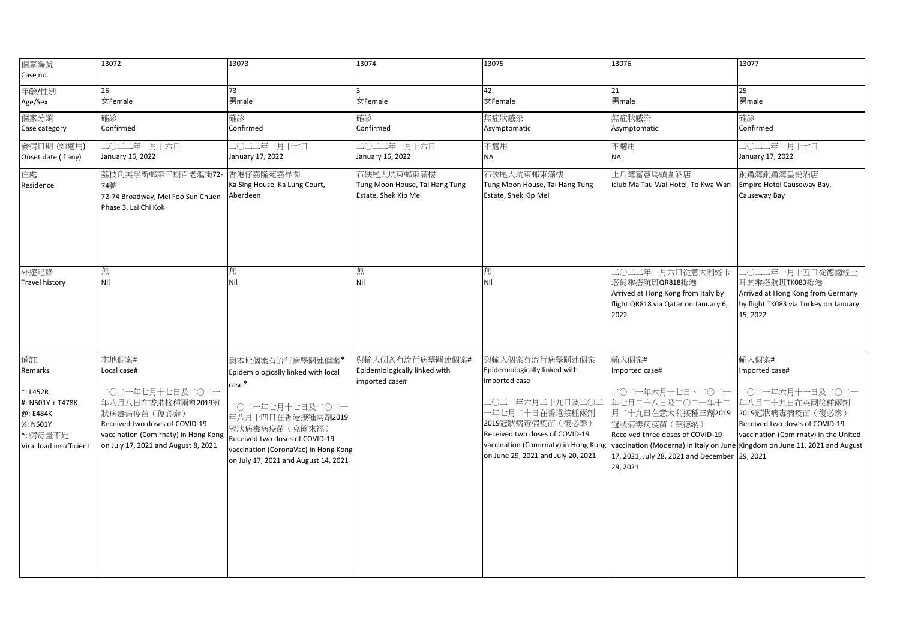| 個案編號<br>Case no. | 13072 | 13073 | 13074 | 13075 | 13076 | 13077 |
|---|---|---|---|---|---|---|
| 年齡/性別<br>Age/Sex | 26<br>女Female | 73<br>男male | 3<br>女Female | 42<br>女Female | 21<br>男male | 25<br>男male |
| 個案分類<br>Case category | 確診<br>Confirmed | 確診<br>Confirmed | 確診<br>Confirmed | 無症狀感染<br>Asymptomatic | 無症狀感染<br>Asymptomatic | 確診<br>Confirmed |
| 發病日期 (如適用)<br>Onset date (if any) | 二〇二二年一月十六日<br>January 16, 2022 | 二〇二二年一月十七日<br>January 17, 2022 | 二〇二二年一月十六日<br>January 16, 2022 | 不適用<br>NA | 不適用<br>NA | 二〇二二年一月十七日<br>January 17, 2022 |
| 住處<br>Residence | 荔枝角美孚新邨第三期百老滙街72-74號<br>72-74 Broadway, Mei Foo Sun Chuen Phase 3, Lai Chi Kok | 香港仔嘉隆苑嘉昇閣<br>Ka Sing House, Ka Lung Court, Aberdeen | 石硤尾大坑東邨東滿樓<br>Tung Moon House, Tai Hang Tung Estate, Shek Kip Mei | 石硤尾大坑東邨東滿樓<br>Tung Moon House, Tai Hang Tung Estate, Shek Kip Mei | 土瓜灣富薈馬頭圍酒店<br>iclub Ma Tau Wai Hotel, To Kwa Wan | 銅鑼灣銅鑼灣皇悅酒店<br>Empire Hotel Causeway Bay, Causeway Bay |
| 外遊記錄<br>Travel history | 無<br>Nil | 無<br>Nil | 無<br>Nil | 無<br>Nil | 二〇二二年一月六日從意大利經卡塔爾乘搭航班QR818抵港<br>Arrived at Hong Kong from Italy by flight QR818 via Qatar on January 6, 2022 | 二〇二二年一月十五日從德國經土耳其乘搭航班TK083抵港<br>Arrived at Hong Kong from Germany by flight TK083 via Turkey on January 15, 2022 |
| 備註<br>Remarks<br><br>*: L452R<br>#: N501Y + T478K<br>@: E484K<br>%: N501Y<br>^: 病毒量不足<br>Viral load insufficient | 本地個案#<br>Local case#<br><br>二〇二一年七月十七日及二〇二一年八月八日在香港接種兩劑2019冠狀病毒病疫苗（復必泰）<br>Received two doses of COVID-19 vaccination (Comirnaty) in Hong Kong on July 17, 2021 and August 8, 2021 | 與本地個案有流行病學關連個案*<br>Epidemiologically linked with local case*<br><br>二〇二一年七月十七日及二〇二一年八月十四日在香港接種兩劑2019冠狀病毒病疫苗（克爾來福）<br>Received two doses of COVID-19 vaccination (CoronaVac) in Hong Kong on July 17, 2021 and August 14, 2021 | 與輸入個案有流行病學關連個案#<br>Epidemiologically linked with imported case# | 與輸入個案有流行病學關連個案<br>Epidemiologically linked with imported case<br><br>二〇二一年六月二十九日及二〇二一年七月二十日在香港接種兩劑2019冠狀病毒病疫苗（復必泰）<br>Received two doses of COVID-19 vaccination (Comirnaty) in Hong Kong on June 29, 2021 and July 20, 2021 | 輸入個案#<br>Imported case#<br><br>二〇二一年六月十七日、二〇二一年七月二十八日及二〇二一年十二月二十九日在意大利接種三劑2019冠狀病毒病疫苗（莫德納）<br>Received three doses of COVID-19 vaccination (Moderna) in Italy on June 17, 2021, July 28, 2021 and December 29, 2021 | 輸入個案#<br>Imported case#<br><br>二〇二一年六月十一日及二〇二一年八月二十九日在英國接種兩劑2019冠狀病毒病疫苗（復必泰）<br>Received two doses of COVID-19 vaccination (Comirnaty) in the United Kingdom on June 11, 2021 and August 29, 2021 |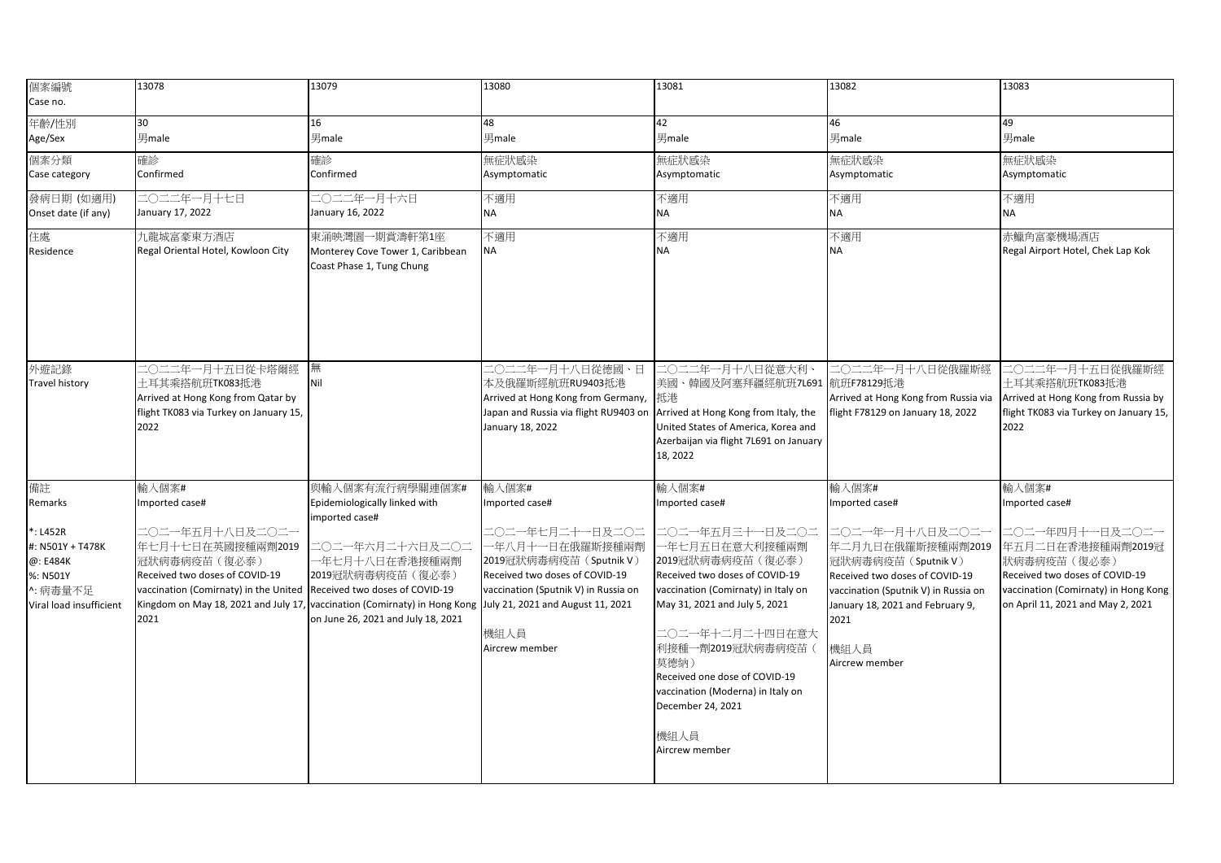| 個案編號 Case no. | 13078 | 13079 | 13080 | 13081 | 13082 | 13083 |
|---|---|---|---|---|---|---|
| 年齡/性別 Age/Sex | 30 男male | 16 男male | 48 男male | 42 男male | 46 男male | 49 男male |
| 個案分類 Case category | 確診 Confirmed | 確診 Confirmed | 無症狀感染 Asymptomatic | 無症狀感染 Asymptomatic | 無症狀感染 Asymptomatic | 無症狀感染 Asymptomatic |
| 發病日期 (如適用) Onset date (if any) | 二〇二二年一月十七日 January 17, 2022 | 二〇二二年一月十六日 January 16, 2022 | 不適用 NA | 不適用 NA | 不適用 NA | 不適用 NA |
| 住處 Residence | 九龍城富豪東方酒店 Regal Oriental Hotel, Kowloon City | 東涌映灣園一期賞濤軒第1座 Monterey Cove Tower 1, Caribbean Coast Phase 1, Tung Chung | 不適用 NA | 不適用 NA | 不適用 NA | 赤鱲角富豪機場酒店 Regal Airport Hotel, Chek Lap Kok |
| 外遊記錄 Travel history | 二〇二二年一月十五日從卡塔爾經土耳其乘搭航班TK083抵港 Arrived at Hong Kong from Qatar by flight TK083 via Turkey on January 15, 2022 | 無 Nil | 二〇二二年一月十八日從德國、日本及俄羅斯經航班RU9403抵港 Arrived at Hong Kong from Germany, Japan and Russia via flight RU9403 on January 18, 2022 | 二〇二二年一月十八日從意大利、美國、韓國及阿塞拜疆經航班7L691抵港 Arrived at Hong Kong from Italy, the United States of America, Korea and Azerbaijan via flight 7L691 on January 18, 2022 | 二〇二二年一月十八日從俄羅斯經航班F78129抵港 Arrived at Hong Kong from Russia via flight F78129 on January 18, 2022 | 二〇二二年一月十五日從俄羅斯經土耳其乘搭航班TK083抵港 Arrived at Hong Kong from Russia by flight TK083 via Turkey on January 15, 2022 |
| 備註 Remarks<br><br>*: L452R<br>#: N501Y + T478K<br>@: E484K<br>%: N501Y<br>^: 病毒量不足 Viral load insufficient | 輸入個案# Imported case#<br><br>二〇二一年五月十八日及二〇二一年七月十七日在英國接種兩劑2019冠狀病毒病疫苗（復必泰） Received two doses of COVID-19 vaccination (Comirnaty) in the United Kingdom on May 18, 2021 and July 17, 2021 | 與輸入個案有流行病學關連個案# Epidemiologically linked with imported case#<br><br>二〇二一年六月二十六日及二〇二一年七月十八日在香港接種兩劑2019冠狀病毒病疫苗（復必泰） Received two doses of COVID-19 vaccination (Comirnaty) in Hong Kong on June 26, 2021 and July 18, 2021 | 輸入個案# Imported case#<br><br>二〇二一年七月二十一日及二〇二一年八月十一日在俄羅斯接種兩劑2019冠狀病毒病疫苗（Sputnik V） Received two doses of COVID-19 vaccination (Sputnik V) in Russia on July 21, 2021 and August 11, 2021<br><br>機組人員 Aircrew member | 輸入個案# Imported case#<br><br>二〇二一年五月三十一日及二〇二一年七月五日在意大利接種兩劑2019冠狀病毒病疫苗（復必泰） Received two doses of COVID-19 vaccination (Comirnaty) in Italy on May 31, 2021 and July 5, 2021<br><br>二〇二一年十二月二十四日在意大利接種一劑2019冠狀病毒病疫苗（莫德納） Received one dose of COVID-19 vaccination (Moderna) in Italy on December 24, 2021<br><br>機組人員 Aircrew member | 輸入個案# Imported case#<br><br>二〇二一年一月十八日及二〇二一年二月九日在俄羅斯接種兩劑2019冠狀病毒病疫苗（Sputnik V） Received two doses of COVID-19 vaccination (Sputnik V) in Russia on January 18, 2021 and February 9, 2021<br><br>機組人員 Aircrew member | 輸入個案# Imported case#<br><br>二〇二一年四月十一日及二〇二一年五月二日在香港接種兩劑2019冠狀病毒病疫苗（復必泰） Received two doses of COVID-19 vaccination (Comirnaty) in Hong Kong on April 11, 2021 and May 2, 2021 |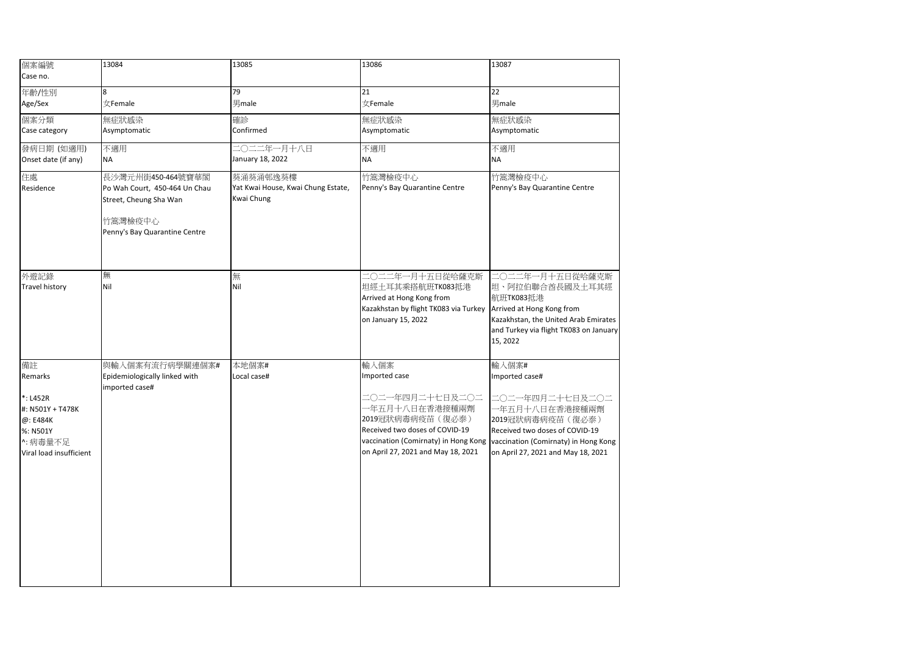| 個案編號<br>Case no. | 13084 | 13085 | 13086 | 13087 |
|---|---|---|---|---|
| 年齡/性別<br>Age/Sex | 8<br>女Female | 79<br>男male | 21<br>女Female | 22<br>男male |
| 個案分類<br>Case category | 無症狀感染<br>Asymptomatic | 確診<br>Confirmed | 無症狀感染<br>Asymptomatic | 無症狀感染<br>Asymptomatic |
| 發病日期 (如適用)<br>Onset date (if any) | 不適用<br>NA | 二〇二二年一月十八日<br>January 18, 2022 | 不適用<br>NA | 不適用<br>NA |
| 住處<br>Residence | 長沙灣元州街450-464號寶華閣<br>Po Wah Court, 450-464 Un Chau Street, Cheung Sha Wan<br><br>竹篙灣檢疫中心<br>Penny's Bay Quarantine Centre | 葵涌葵涌邨逸葵樓<br>Yat Kwai House, Kwai Chung Estate, Kwai Chung | 竹篙灣檢疫中心<br>Penny's Bay Quarantine Centre | 竹篙灣檢疫中心<br>Penny's Bay Quarantine Centre |
| 外遊記錄<br>Travel history | 無<br>Nil | 無<br>Nil | 二〇二二年一月十五日從哈薩克斯坦經土耳其乘搭航班TK083抵港<br>Arrived at Hong Kong from Kazakhstan by flight TK083 via Turkey on January 15, 2022 | 二〇二二年一月十五日從哈薩克斯坦、阿拉伯聯合酋長國及土耳其經航班TK083抵港<br>Arrived at Hong Kong from Kazakhstan, the United Arab Emirates and Turkey via flight TK083 on January 15, 2022 |
| 備註<br>Remarks<br><br>*: L452R<br>#: N501Y + T478K<br>@: E484K<br>%: N501Y<br>^: 病毒量不足<br>Viral load insufficient | 與輸入個案有流行病學關連個案#<br>Epidemiologically linked with imported case# | 本地個案#<br>Local case# | 輸入個案<br>Imported case<br><br>二〇二一年四月二十七日及二〇二一年五月十八日在香港接種兩劑2019冠狀病毒病疫苗（復必泰）<br>Received two doses of COVID-19 vaccination (Comirnaty) in Hong Kong on April 27, 2021 and May 18, 2021 | 輸入個案#<br>Imported case#<br><br>二〇二一年四月二十七日及二〇二一年五月十八日在香港接種兩劑2019冠狀病毒病疫苗（復必泰）<br>Received two doses of COVID-19 vaccination (Comirnaty) in Hong Kong on April 27, 2021 and May 18, 2021 |